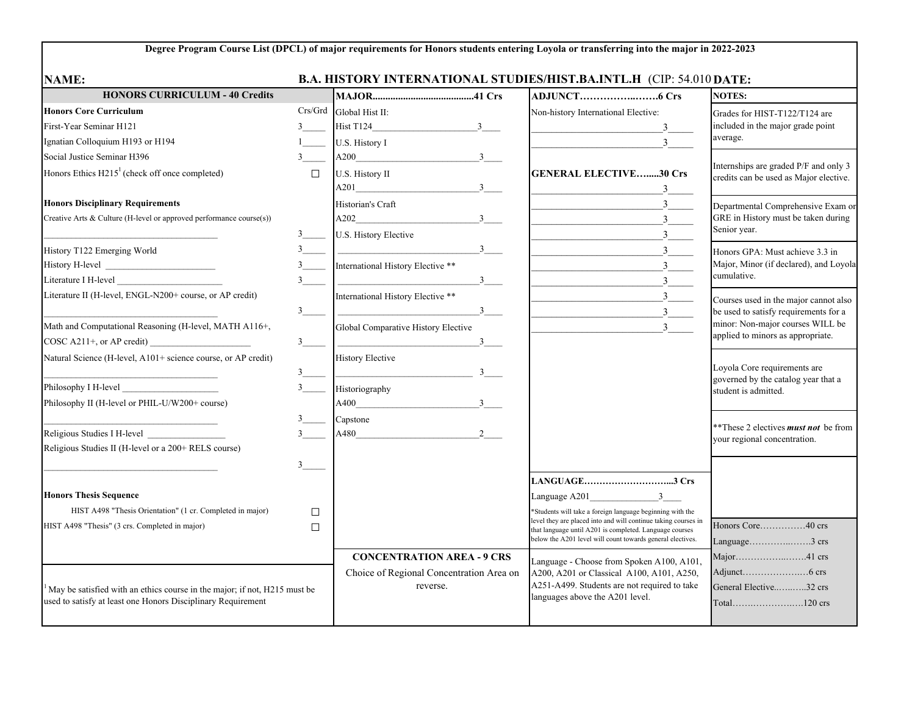**Degree Program Course List (DPCL) of major requirements for Honors students entering Loyola or transferring into the major in 2022-2023**

**NAME:** **B.A. HISTORY INTERNATIONAL STUDIES/HIST.BA.INTL.H** (CIP: 54.010 **DATE:**

## HONORS CURRICULUM - 40 Credits

| **Honors Core Curriculum** | Crs/Grd |
|---|---|
| First-Year Seminar H121 | 3_____ |
| Ignatian Colloquium H193 or H194 | 1_____ |
| Social Justice Seminar H396 | 3_____ |
| Honors Ethics H215[1] (check off once completed) | ☐ |
| **Honors Disciplinary Requirements** | |
| Creative Arts & Culture (H-level or approved performance course(s)) ______________________________________ | 3_____ |
| History T122 Emerging World | 3_____ |
| History H-level ________________________ | 3_____ |
| Literature I H-level ______________________ | 3_____ |
| Literature II (H-level, ENGL-N200+ course, or AP credit) ______________________________________ | 3_____ |
| Math and Computational Reasoning (H-level, MATH A116+, COSC A211+, or AP credit) ______________________ | 3_____ |
| Natural Science (H-level, A101+ science course, or AP credit) ______________________________________ | 3_____ |
| Philosophy I H-level _____________________ | 3_____ |
| Philosophy II (H-level or PHIL-U/W200+ course) ______________________________________ | 3_____ |
| Religious Studies I H-level _________________ | 3_____ |
| Religious Studies II (H-level or a 200+ RELS course) ______________________________________ | 3_____ |
| **Honors Thesis Sequence** | |
| HIST A498 "Thesis Orientation" (1 cr. Completed in major) | ☐ |
| HIST A498 "Thesis" (3 crs. Completed in major) | ☐ |

[1] May be satisfied with an ethics course in the major; if not, H215 must be used to satisfy at least one Honors Disciplinary Requirement

## MAJOR....................................41 Crs

| Course | Crs |
|---|---|
| Global Hist II: Hist T124______________________ | 3____ |
| U.S. History I A200__________________________ | 3____ |
| U.S. History II A201__________________________ | 3____ |
| Historian's Craft A202__________________________ | 3____ |
| U.S. History Elective ______________________________ | 3____ |
| International History Elective ** ______________________________ | 3____ |
| International History Elective ** ______________________________ | 3____ |
| Global Comparative History Elective ______________________________ | 3____ |
| History Elective ______________________________ | 3____ |
| Historiography A400__________________________ | 3____ |
| Capstone A480__________________________ | 2____ |

## CONCENTRATION AREA - 9 CRS

Choice of Regional Concentration Area on reverse.

## ADJUNCT……………..……6 Crs

Non-history International Elective:

___________________________3_____
___________________________3_____

## GENERAL ELECTIVE….....30 Crs

___________________________3_____
___________________________3_____
___________________________3_____
___________________________3_____
___________________________3_____
___________________________3_____
___________________________3_____
___________________________3_____
___________________________3_____
___________________________3_____

## LANGUAGE………………………...3 Crs

Language A201_______________3____

*Students will take a foreign language beginning with the level they are placed into and will continue taking courses in that language until A201 is completed. Language courses below the A201 level will count towards general electives.

Language - Choose from Spoken A100, A101, A200, A201 or Classical A100, A101, A250, A251-A499. Students are not required to take languages above the A201 level.

## NOTES:

- Grades for HIST-T122/T124 are included in the major grade point average.
- Internships are graded P/F and only 3 credits can be used as Major elective.
- Departmental Comprehensive Exam or GRE in History must be taken during Senior year.
- Honors GPA: Must achieve 3.3 in Major, Minor (if declared), and Loyola cumulative.
- Courses used in the major cannot also be used to satisfy requirements for a minor: Non-major courses WILL be applied to minors as appropriate.
- Loyola Core requirements are governed by the catalog year that a student is admitted.
- **These 2 electives ***must not*** be from your regional concentration.

| | |
|---|---|
| Honors Core…………… | 40 crs |
| Language…………..……. | 3 crs |
| Major……………..……. | 41 crs |
| Adjunct…………………. | 6 crs |
| General Elective..….…... | 32 crs |
| Total……..………….…. | 120 crs |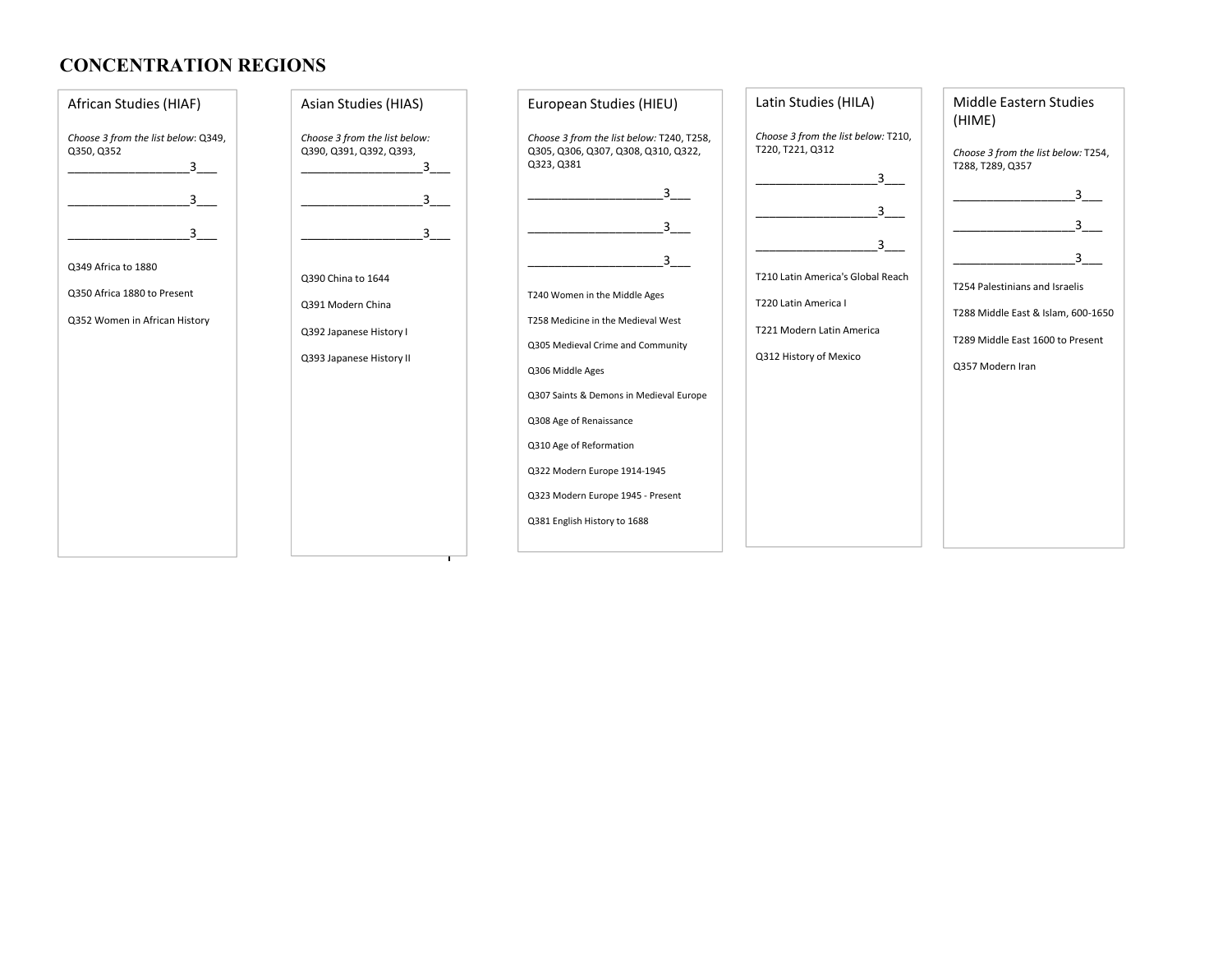# CONCENTRATION REGIONS

## African Studies (HIAF)

*Choose 3 from the list below*: Q349, Q350, Q352

____________________3___

____________________3___

____________________3___

Q349 Africa to 1880

Q350 Africa 1880 to Present

Q352 Women in African History

## Asian Studies (HIAS)

*Choose 3 from the list below:* Q390, Q391, Q392, Q393,

____________________3___

____________________3___

____________________3___

Q390 China to 1644

Q391 Modern China

Q392 Japanese History I

Q393 Japanese History II

## European Studies (HIEU)

*Choose 3 from the list below:* T240, T258, Q305, Q306, Q307, Q308, Q310, Q322, Q323, Q381

____________________3___

____________________3___

____________________3___

T240 Women in the Middle Ages

T258 Medicine in the Medieval West

Q305 Medieval Crime and Community

Q306 Middle Ages

Q307 Saints & Demons in Medieval Europe

Q308 Age of Renaissance

Q310 Age of Reformation

Q322 Modern Europe 1914-1945

Q323 Modern Europe 1945 - Present

Q381 English History to 1688

## Latin Studies (HILA)

*Choose 3 from the list below:* T210, T220, T221, Q312

____________________3___

____________________3___

____________________3___

T210 Latin America's Global Reach

T220 Latin America I

T221 Modern Latin America

Q312 History of Mexico

## Middle Eastern Studies (HIME)

*Choose 3 from the list below:* T254, T288, T289, Q357

____________________3___

____________________3___

____________________3___

T254 Palestinians and Israelis

T288 Middle East & Islam, 600-1650

T289 Middle East 1600 to Present

Q357 Modern Iran